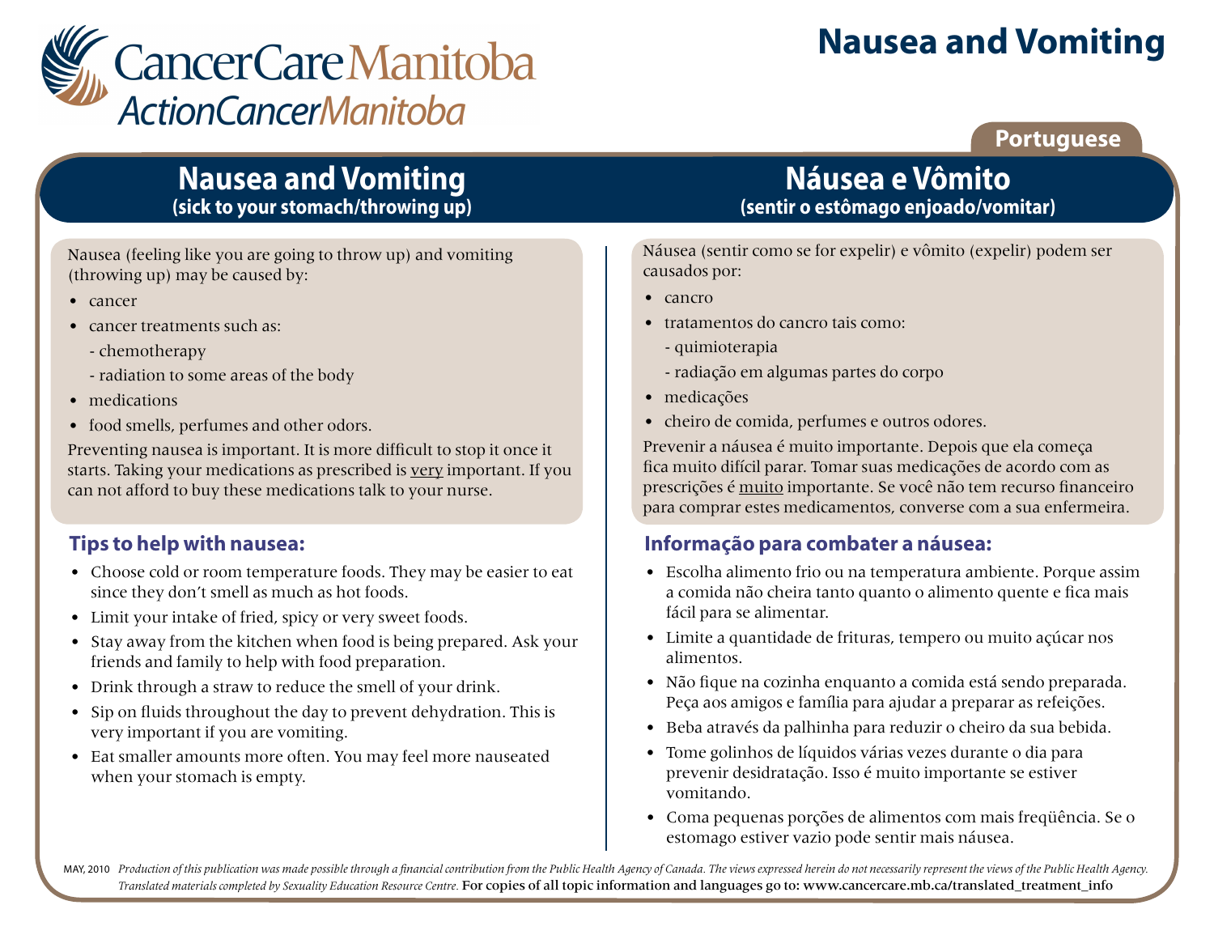CancerCare Manitoba
ActionCancerManitoba

# Nausea and Vomiting

Portuguese

## Nausea and Vomiting
**(sick to your stomach/throwing up)**

Nausea (feeling like you are going to throw up) and vomiting (throwing up) may be caused by:

- cancer
- cancer treatments such as:
  - chemotherapy
  - radiation to some areas of the body
- medications
- food smells, perfumes and other odors.

Preventing nausea is important. It is more difficult to stop it once it starts. Taking your medications as prescribed is <u>very</u> important. If you can not afford to buy these medications talk to your nurse.

### Tips to help with nausea:

- Choose cold or room temperature foods. They may be easier to eat since they don't smell as much as hot foods.
- Limit your intake of fried, spicy or very sweet foods.
- Stay away from the kitchen when food is being prepared. Ask your friends and family to help with food preparation.
- Drink through a straw to reduce the smell of your drink.
- Sip on fluids throughout the day to prevent dehydration. This is very important if you are vomiting.
- Eat smaller amounts more often. You may feel more nauseated when your stomach is empty.

## Náusea e Vômito
**(sentir o estômago enjoado/vomitar)**

Náusea (sentir como se for expelir) e vômito (expelir) podem ser causados por:

- cancro
- tratamentos do cancro tais como:
  - quimioterapia
  - radiação em algumas partes do corpo
- medicações
- cheiro de comida, perfumes e outros odores.

Prevenir a náusea é muito importante. Depois que ela começa fica muito difícil parar. Tomar suas medicações de acordo com as prescrições é <u>muito</u> importante. Se você não tem recurso financeiro para comprar estes medicamentos, converse com a sua enfermeira.

### Informação para combater a náusea:

- Escolha alimento frio ou na temperatura ambiente. Porque assim a comida não cheira tanto quanto o alimento quente e fica mais fácil para se alimentar.
- Limite a quantidade de frituras, tempero ou muito açúcar nos alimentos.
- Não fique na cozinha enquanto a comida está sendo preparada. Peça aos amigos e família para ajudar a preparar as refeições.
- Beba através da palhinha para reduzir o cheiro da sua bebida.
- Tome golinhos de líquidos várias vezes durante o dia para prevenir desidratação. Isso é muito importante se estiver vomitando.
- Coma pequenas porções de alimentos com mais freqüência. Se o estomago estiver vazio pode sentir mais náusea.

MAY, 2010 *Production of this publication was made possible through a financial contribution from the Public Health Agency of Canada. The views expressed herein do not necessarily represent the views of the Public Health Agency. Translated materials completed by Sexuality Education Resource Centre.* For copies of all topic information and languages go to: www.cancercare.mb.ca/translated_treatment_info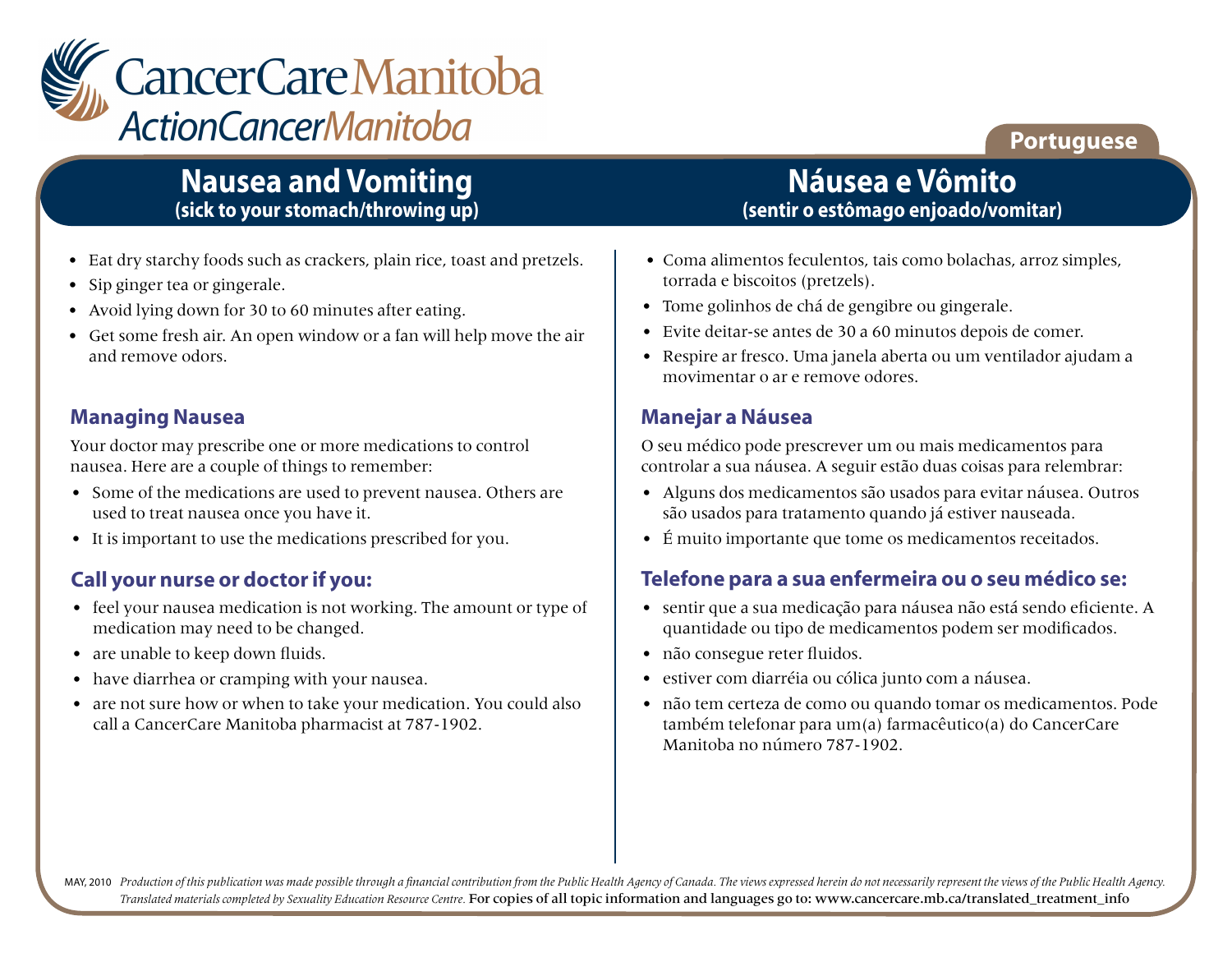CancerCare Manitoba
ActionCancerManitoba

Portuguese

# Nausea and Vomiting
**(sick to your stomach/throwing up)**

- Eat dry starchy foods such as crackers, plain rice, toast and pretzels.
- Sip ginger tea or gingerale.
- Avoid lying down for 30 to 60 minutes after eating.
- Get some fresh air. An open window or a fan will help move the air and remove odors.

## Managing Nausea

Your doctor may prescribe one or more medications to control nausea. Here are a couple of things to remember:

- Some of the medications are used to prevent nausea. Others are used to treat nausea once you have it.
- It is important to use the medications prescribed for you.

## Call your nurse or doctor if you:

- feel your nausea medication is not working. The amount or type of medication may need to be changed.
- are unable to keep down fluids.
- have diarrhea or cramping with your nausea.
- are not sure how or when to take your medication. You could also call a CancerCare Manitoba pharmacist at 787-1902.

# Náusea e Vômito
**(sentir o estômago enjoado/vomitar)**

- Coma alimentos feculentos, tais como bolachas, arroz simples, torrada e biscoitos (pretzels).
- Tome golinhos de chá de gengibre ou gingerale.
- Evite deitar-se antes de 30 a 60 minutos depois de comer.
- Respire ar fresco. Uma janela aberta ou um ventilador ajudam a movimentar o ar e remove odores.

## Manejar a Náusea

O seu médico pode prescrever um ou mais medicamentos para controlar a sua náusea. A seguir estão duas coisas para relembrar:

- Alguns dos medicamentos são usados para evitar náusea. Outros são usados para tratamento quando já estiver nauseada.
- É muito importante que tome os medicamentos receitados.

## Telefone para a sua enfermeira ou o seu médico se:

- sentir que a sua medicação para náusea não está sendo eficiente. A quantidade ou tipo de medicamentos podem ser modificados.
- não consegue reter fluidos.
- estiver com diarréia ou cólica junto com a náusea.
- não tem certeza de como ou quando tomar os medicamentos. Pode também telefonar para um(a) farmacêutico(a) do CancerCare Manitoba no número 787-1902.

MAY, 2010 *Production of this publication was made possible through a financial contribution from the Public Health Agency of Canada. The views expressed herein do not necessarily represent the views of the Public Health Agency. Translated materials completed by Sexuality Education Resource Centre.* For copies of all topic information and languages go to: www.cancercare.mb.ca/translated_treatment_info